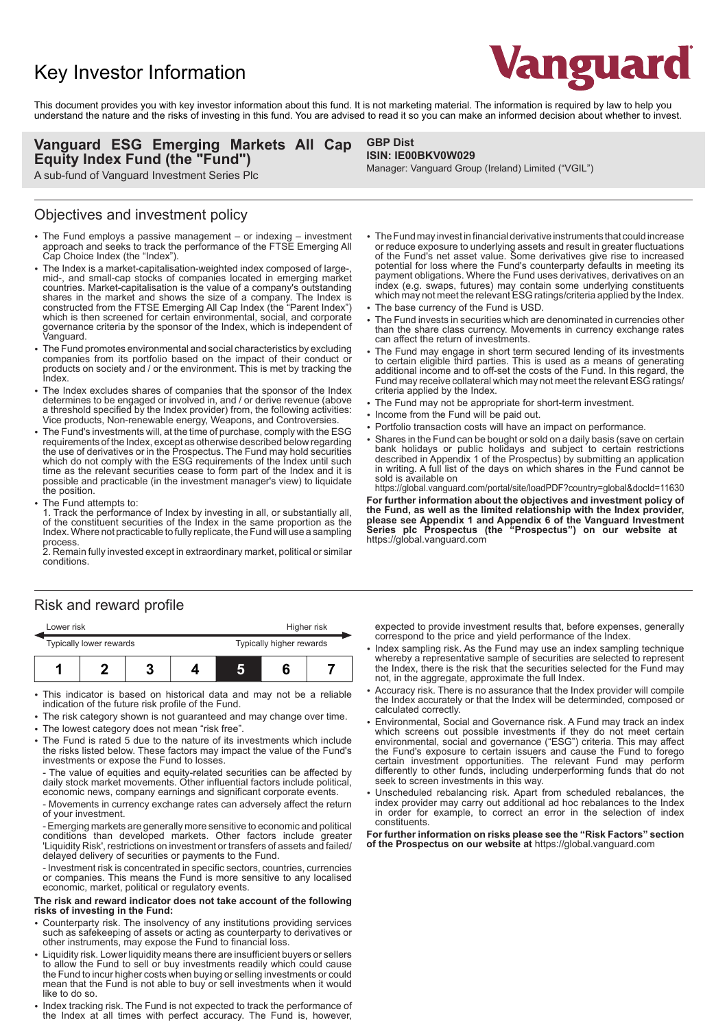# Key Investor Information

Vanguard

This document provides you with key investor information about this fund. It is not marketing material. The information is required by law to help you understand the nature and the risks of investing in this fund. You are advised to read it so you can make an informed decision about whether to invest.

**Vanguard ESG Emerging Markets All Cap Equity Index Fund (the "Fund")**
A sub-fund of Vanguard Investment Series Plc

**GBP Dist**
**ISIN: IE00BKV0W029**
Manager: Vanguard Group (Ireland) Limited ("VGIL")

## Objectives and investment policy

- The Fund employs a passive management – or indexing – investment approach and seeks to track the performance of the FTSE Emerging All Cap Choice Index (the "Index").
- The Index is a market-capitalisation-weighted index composed of large-, mid-, and small-cap stocks of companies located in emerging market countries. Market-capitalisation is the value of a company's outstanding shares in the market and shows the size of a company. The Index is constructed from the FTSE Emerging All Cap Index (the "Parent Index") which is then screened for certain environmental, social, and corporate governance criteria by the sponsor of the Index, which is independent of Vanguard.
- The Fund promotes environmental and social characteristics by excluding companies from its portfolio based on the impact of their conduct or products on society and / or the environment. This is met by tracking the Index.
- The Index excludes shares of companies that the sponsor of the Index determines to be engaged or involved in, and / or derive revenue (above a threshold specified by the Index provider) from, the following activities: Vice products, Non-renewable energy, Weapons, and Controversies.
- The Fund's investments will, at the time of purchase, comply with the ESG requirements of the Index, except as otherwise described below regarding the use of derivatives or in the Prospectus. The Fund may hold securities which do not comply with the ESG requirements of the Index until such time as the relevant securities cease to form part of the Index and it is possible and practicable (in the investment manager's view) to liquidate the position.
- The Fund attempts to:
  1. Track the performance of Index by investing in all, or substantially all, of the constituent securities of the Index in the same proportion as the Index. Where not practicable to fully replicate, the Fund will use a sampling process.
  2. Remain fully invested except in extraordinary market, political or similar conditions.
- The Fund may invest in financial derivative instruments that could increase or reduce exposure to underlying assets and result in greater fluctuations of the Fund's net asset value. Some derivatives give rise to increased potential for loss where the Fund's counterparty defaults in meeting its payment obligations. Where the Fund uses derivatives, derivatives on an index (e.g. swaps, futures) may contain some underlying constituents which may not meet the relevant ESG ratings/criteria applied by the Index.
- The base currency of the Fund is USD.
- The Fund invests in securities which are denominated in currencies other than the share class currency. Movements in currency exchange rates can affect the return of investments.
- The Fund may engage in short term secured lending of its investments to certain eligible third parties. This is used as a means of generating additional income and to off-set the costs of the Fund. In this regard, the Fund may receive collateral which may not meet the relevant ESG ratings/criteria applied by the Index.
- The Fund may not be appropriate for short-term investment.
- Income from the Fund will be paid out.
- Portfolio transaction costs will have an impact on performance.
- Shares in the Fund can be bought or sold on a daily basis (save on certain bank holidays or public holidays and subject to certain restrictions described in Appendix 1 of the Prospectus) by submitting an application in writing. A full list of the days on which shares in the Fund cannot be sold is available on https://global.vanguard.com/portal/site/loadPDF?country=global&docId=11630

**For further information about the objectives and investment policy of the Fund, as well as the limited relationship with the Index provider, please see Appendix 1 and Appendix 6 of the Vanguard Investment Series plc Prospectus (the "Prospectus") on our website at** https://global.vanguard.com

## Risk and reward profile

| Lower risk | | | | | | Higher risk |
|---|---|---|---|---|---|---|
| Typically lower rewards | | | | | | Typically higher rewards |
| 1 | 2 | 3 | 4 | **5** | 6 | 7 |

- This indicator is based on historical data and may not be a reliable indication of the future risk profile of the Fund.
- The risk category shown is not guaranteed and may change over time.
- The lowest category does not mean "risk free".
- The Fund is rated 5 due to the nature of its investments which include the risks listed below. These factors may impact the value of the Fund's investments or expose the Fund to losses.
  - The value of equities and equity-related securities can be affected by daily stock market movements. Other influential factors include political, economic news, company earnings and significant corporate events.
  - Movements in currency exchange rates can adversely affect the return of your investment.
  - Emerging markets are generally more sensitive to economic and political conditions than developed markets. Other factors include greater 'Liquidity Risk', restrictions on investment or transfers of assets and failed/delayed delivery of securities or payments to the Fund.
  - Investment risk is concentrated in specific sectors, countries, currencies or companies. This means the Fund is more sensitive to any localised economic, market, political or regulatory events.

**The risk and reward indicator does not take account of the following risks of investing in the Fund:**

- Counterparty risk. The insolvency of any institutions providing services such as safekeeping of assets or acting as counterparty to derivatives or other instruments, may expose the Fund to financial loss.
- Liquidity risk. Lower liquidity means there are insufficient buyers or sellers to allow the Fund to sell or buy investments readily which could cause the Fund to incur higher costs when buying or selling investments or could mean that the Fund is not able to buy or sell investments when it would like to do so.
- Index tracking risk. The Fund is not expected to track the performance of the Index at all times with perfect accuracy. The Fund is, however, expected to provide investment results that, before expenses, generally correspond to the price and yield performance of the Index.
- Index sampling risk. As the Fund may use an index sampling technique whereby a representative sample of securities are selected to represent the Index, there is the risk that the securities selected for the Fund may not, in the aggregate, approximate the full Index.
- Accuracy risk. There is no assurance that the Index provider will compile the Index accurately or that the Index will be determinded, composed or calculated correctly.
- Environmental, Social and Governance risk. A Fund may track an index which screens out possible investments if they do not meet certain environmental, social and governance ("ESG") criteria. This may affect the Fund's exposure to certain issuers and cause the Fund to forego certain investment opportunities. The relevant Fund may perform differently to other funds, including underperforming funds that do not seek to screen investments in this way.
- Unscheduled rebalancing risk. Apart from scheduled rebalances, the index provider may carry out additional ad hoc rebalances to the Index in order for example, to correct an error in the selection of index constituents.

**For further information on risks please see the "Risk Factors" section of the Prospectus on our website at** https://global.vanguard.com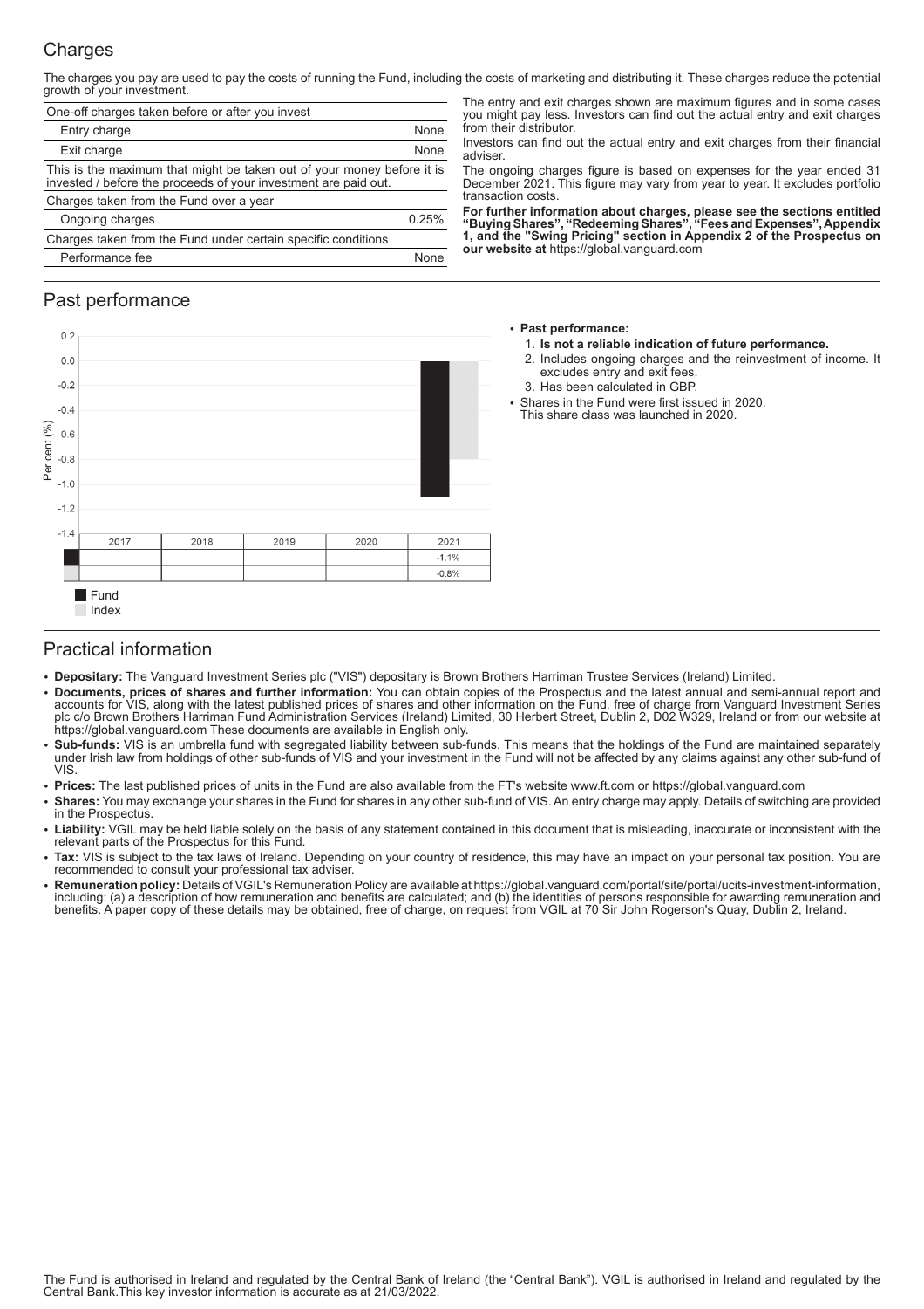## Charges

The charges you pay are used to pay the costs of running the Fund, including the costs of marketing and distributing it. These charges reduce the potential growth of your investment.

| One-off charges taken before or after you invest | |
|---|---|
| Entry charge | None |
| Exit charge | None |
| This is the maximum that might be taken out of your money before it is invested / before the proceeds of your investment are paid out. | |
| Charges taken from the Fund over a year | |
| Ongoing charges | 0.25% |
| Charges taken from the Fund under certain specific conditions | |
| Performance fee | None |

The entry and exit charges shown are maximum figures and in some cases you might pay less. Investors can find out the actual entry and exit charges from their distributor.

Investors can find out the actual entry and exit charges from their financial adviser.

The ongoing charges figure is based on expenses for the year ended 31 December 2021. This figure may vary from year to year. It excludes portfolio transaction costs.

**For further information about charges, please see the sections entitled "Buying Shares", "Redeeming Shares", "Fees and Expenses", Appendix 1, and the "Swing Pricing" section in Appendix 2 of the Prospectus on our website at** https://global.vanguard.com

## Past performance

Per cent (%)

0.2
0.0
-0.2
-0.4
-0.6
-0.8
-1.0
-1.2
-1.4

2017 2018 2019 2020 2021

-1.1%
-0.8%

Fund
Index

- **Past performance:**
  1. **Is not a reliable indication of future performance.**
  2. Includes ongoing charges and the reinvestment of income. It excludes entry and exit fees.
  3. Has been calculated in GBP.
- Shares in the Fund were first issued in 2020. This share class was launched in 2020.

## Practical information

- **Depositary:** The Vanguard Investment Series plc ("VIS") depositary is Brown Brothers Harriman Trustee Services (Ireland) Limited.
- **Documents, prices of shares and further information:** You can obtain copies of the Prospectus and the latest annual and semi-annual report and accounts for VIS, along with the latest published prices of shares and other information on the Fund, free of charge from Vanguard Investment Series plc c/o Brown Brothers Harriman Fund Administration Services (Ireland) Limited, 30 Herbert Street, Dublin 2, D02 W329, Ireland or from our website at https://global.vanguard.com These documents are available in English only.
- **Sub-funds:** VIS is an umbrella fund with segregated liability between sub-funds. This means that the holdings of the Fund are maintained separately under Irish law from holdings of other sub-funds of VIS and your investment in the Fund will not be affected by any claims against any other sub-fund of VIS.
- **Prices:** The last published prices of units in the Fund are also available from the FT's website www.ft.com or https://global.vanguard.com
- **Shares:** You may exchange your shares in the Fund for shares in any other sub-fund of VIS. An entry charge may apply. Details of switching are provided in the Prospectus.
- **Liability:** VGIL may be held liable solely on the basis of any statement contained in this document that is misleading, inaccurate or inconsistent with the relevant parts of the Prospectus for this Fund.
- **Tax:** VIS is subject to the tax laws of Ireland. Depending on your country of residence, this may have an impact on your personal tax position. You are recommended to consult your professional tax adviser.
- **Remuneration policy:** Details of VGIL's Remuneration Policy are available at https://global.vanguard.com/portal/site/portal/ucits-investment-information, including: (a) a description of how remuneration and benefits are calculated; and (b) the identities of persons responsible for awarding remuneration and benefits. A paper copy of these details may be obtained, free of charge, on request from VGIL at 70 Sir John Rogerson's Quay, Dublin 2, Ireland.

The Fund is authorised in Ireland and regulated by the Central Bank of Ireland (the "Central Bank"). VGIL is authorised in Ireland and regulated by the Central Bank.This key investor information is accurate as at 21/03/2022.